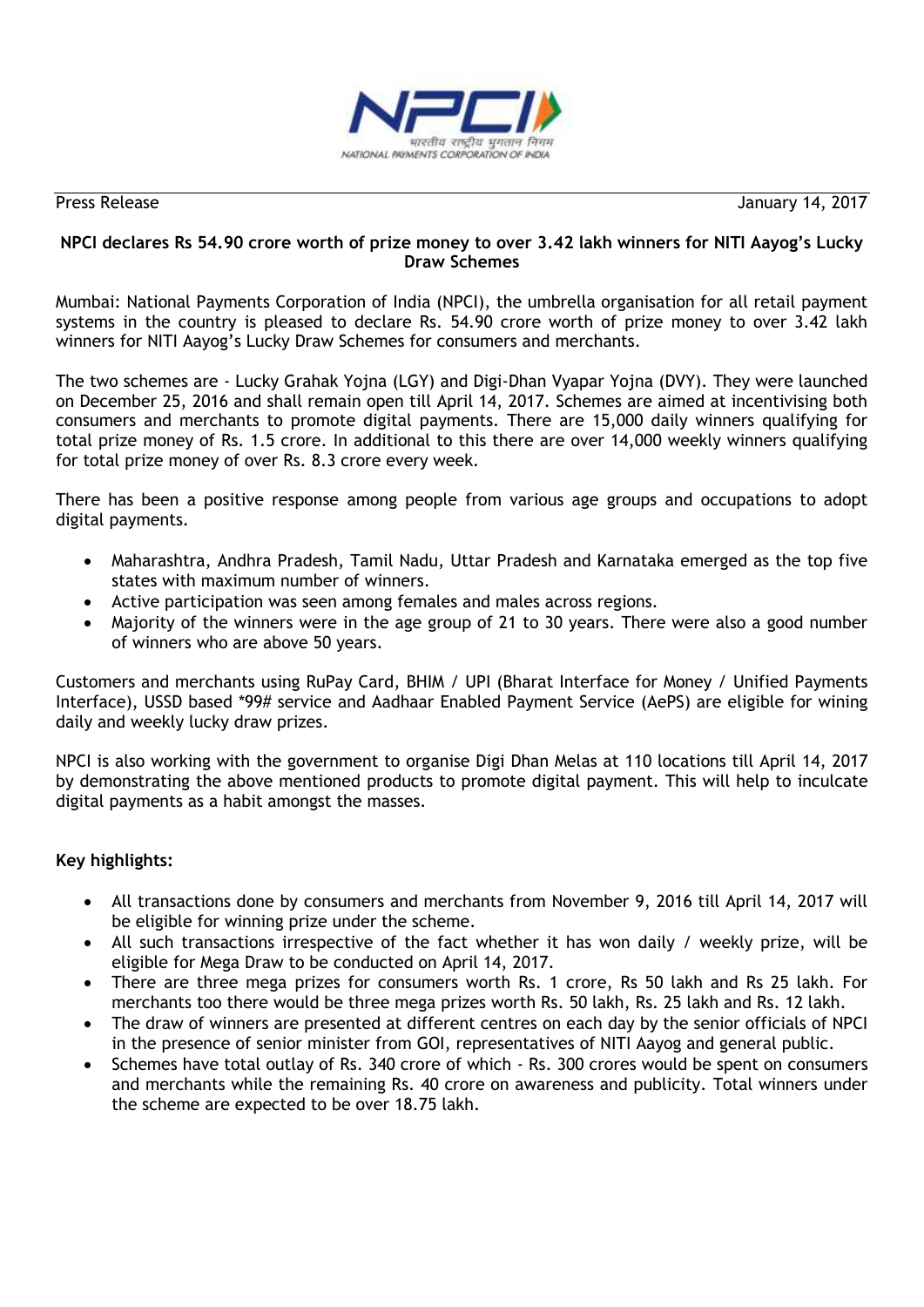Press Release January 14, 2017

**NPCI declares Rs 54.90 crore worth of prize money to over 3.42 lakh winners for NITI Aayog's Lucky Draw Schemes**

Mumbai: National Payments Corporation of India (NPCI), the umbrella organisation for all retail payment systems in the country is pleased to declare Rs. 54.90 crore worth of prize money to over 3.42 lakh winners for NITI Aayog's Lucky Draw Schemes for consumers and merchants.

The two schemes are - Lucky Grahak Yojna (LGY) and Digi-Dhan Vyapar Yojna (DVY). They were launched on December 25, 2016 and shall remain open till April 14, 2017. Schemes are aimed at incentivising both consumers and merchants to promote digital payments. There are 15,000 daily winners qualifying for total prize money of Rs. 1.5 crore. In additional to this there are over 14,000 weekly winners qualifying for total prize money of over Rs. 8.3 crore every week.

There has been a positive response among people from various age groups and occupations to adopt digital payments.

- Maharashtra, Andhra Pradesh, Tamil Nadu, Uttar Pradesh and Karnataka emerged as the top five states with maximum number of winners.
- Active participation was seen among females and males across regions.
- Majority of the winners were in the age group of 21 to 30 years. There were also a good number of winners who are above 50 years.

Customers and merchants using RuPay Card, BHIM / UPI (Bharat Interface for Money / Unified Payments Interface), USSD based *99# service and Aadhaar Enabled Payment Service (AePS) are eligible for wining daily and weekly lucky draw prizes.

NPCI is also working with the government to organise Digi Dhan Melas at 110 locations till April 14, 2017 by demonstrating the above mentioned products to promote digital payment. This will help to inculcate digital payments as a habit amongst the masses.

**Key highlights:**

- All transactions done by consumers and merchants from November 9, 2016 till April 14, 2017 will be eligible for winning prize under the scheme.
- All such transactions irrespective of the fact whether it has won daily / weekly prize, will be eligible for Mega Draw to be conducted on April 14, 2017.
- There are three mega prizes for consumers worth Rs. 1 crore, Rs 50 lakh and Rs 25 lakh. For merchants too there would be three mega prizes worth Rs. 50 lakh, Rs. 25 lakh and Rs. 12 lakh.
- The draw of winners are presented at different centres on each day by the senior officials of NPCI in the presence of senior minister from GOI, representatives of NITI Aayog and general public.
- Schemes have total outlay of Rs. 340 crore of which - Rs. 300 crores would be spent on consumers and merchants while the remaining Rs. 40 crore on awareness and publicity. Total winners under the scheme are expected to be over 18.75 lakh.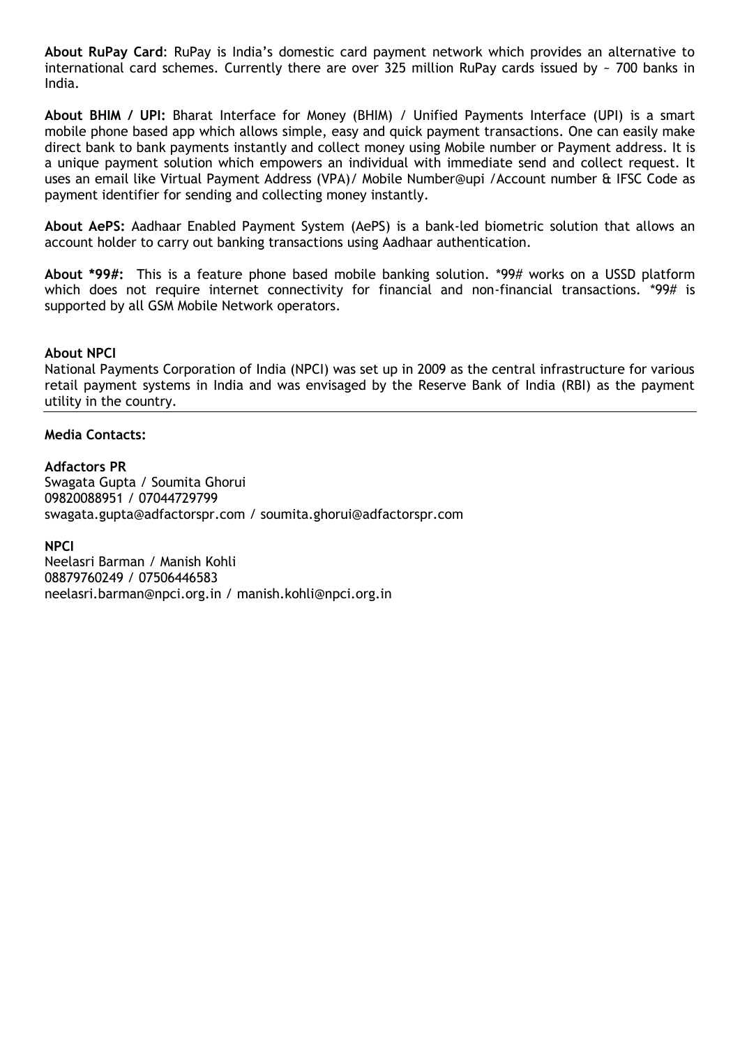**About RuPay Card**: RuPay is India's domestic card payment network which provides an alternative to international card schemes. Currently there are over 325 million RuPay cards issued by ~ 700 banks in India.

**About BHIM / UPI:** Bharat Interface for Money (BHIM) / Unified Payments Interface (UPI) is a smart mobile phone based app which allows simple, easy and quick payment transactions. One can easily make direct bank to bank payments instantly and collect money using Mobile number or Payment address. It is a unique payment solution which empowers an individual with immediate send and collect request. It uses an email like Virtual Payment Address (VPA)/ Mobile Number@upi /Account number & IFSC Code as payment identifier for sending and collecting money instantly.

**About AePS:** Aadhaar Enabled Payment System (AePS) is a bank-led biometric solution that allows an account holder to carry out banking transactions using Aadhaar authentication.

**About *99#:** This is a feature phone based mobile banking solution. *99# works on a USSD platform which does not require internet connectivity for financial and non-financial transactions. *99# is supported by all GSM Mobile Network operators.

**About NPCI**

National Payments Corporation of India (NPCI) was set up in 2009 as the central infrastructure for various retail payment systems in India and was envisaged by the Reserve Bank of India (RBI) as the payment utility in the country.

---

**Media Contacts:**

**Adfactors PR**

Swagata Gupta / Soumita Ghorui
09820088951 / 07044729799
swagata.gupta@adfactorspr.com / soumita.ghorui@adfactorspr.com

**NPCI**

Neelasri Barman / Manish Kohli
08879760249 / 07506446583
neelasri.barman@npci.org.in / manish.kohli@npci.org.in